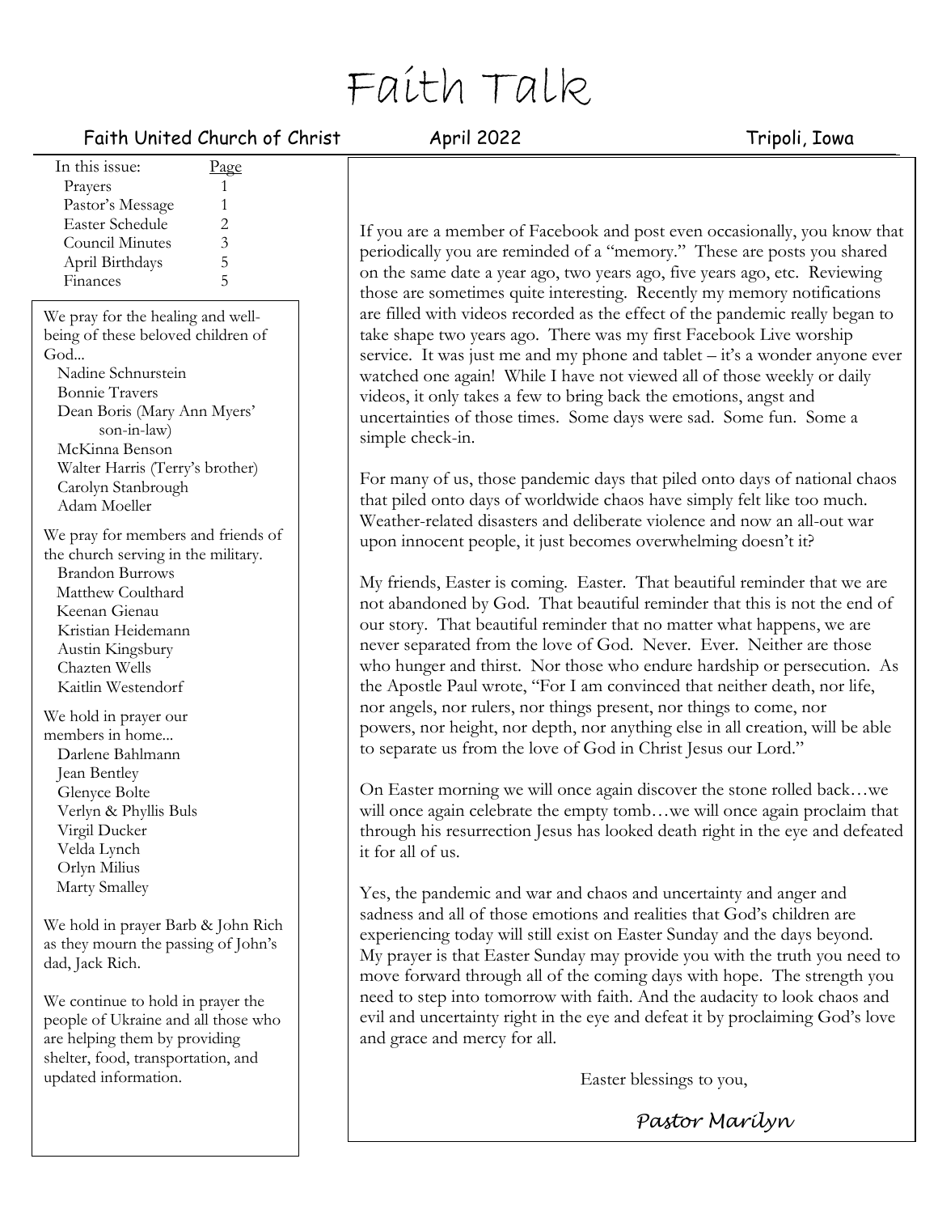# Faith Talk

Faith United Church of Christ — April 2022 — Tripoli, Iowa

| In this issue: | Page |
| --- | --- |
| Prayers | 1 |
| Pastor's Message | 1 |
| Easter Schedule | 2 |
| Council Minutes | 3 |
| April Birthdays | 5 |
| Finances | 5 |

We pray for the healing and well-being of these beloved children of God...

- Nadine Schnurstein
- Bonnie Travers
- Dean Boris (Mary Ann Myers' son-in-law)
- McKinna Benson
- Walter Harris (Terry's brother)
- Carolyn Stanbrough
- Adam Moeller

We pray for members and friends of the church serving in the military.

- Brandon Burrows
- Matthew Coulthard
- Keenan Gienau
- Kristian Heidemann
- Austin Kingsbury
- Chazten Wells
- Kaitlin Westendorf

We hold in prayer our members in home...

- Darlene Bahlmann
- Jean Bentley
- Glenyce Bolte
- Verlyn & Phyllis Buls
- Virgil Ducker
- Velda Lynch
- Orlyn Milius
- Marty Smalley

We hold in prayer Barb & John Rich as they mourn the passing of John's dad, Jack Rich.

We continue to hold in prayer the people of Ukraine and all those who are helping them by providing shelter, food, transportation, and updated information.

---

If you are a member of Facebook and post even occasionally, you know that periodically you are reminded of a "memory." These are posts you shared on the same date a year ago, two years ago, five years ago, etc. Reviewing those are sometimes quite interesting. Recently my memory notifications are filled with videos recorded as the effect of the pandemic really began to take shape two years ago. There was my first Facebook Live worship service. It was just me and my phone and tablet – it's a wonder anyone ever watched one again! While I have not viewed all of those weekly or daily videos, it only takes a few to bring back the emotions, angst and uncertainties of those times. Some days were sad. Some fun. Some a simple check-in.

For many of us, those pandemic days that piled onto days of national chaos that piled onto days of worldwide chaos have simply felt like too much. Weather-related disasters and deliberate violence and now an all-out war upon innocent people, it just becomes overwhelming doesn't it?

My friends, Easter is coming. Easter. That beautiful reminder that we are not abandoned by God. That beautiful reminder that this is not the end of our story. That beautiful reminder that no matter what happens, we are never separated from the love of God. Never. Ever. Neither are those who hunger and thirst. Nor those who endure hardship or persecution. As the Apostle Paul wrote, "For I am convinced that neither death, nor life, nor angels, nor rulers, nor things present, nor things to come, nor powers, nor height, nor depth, nor anything else in all creation, will be able to separate us from the love of God in Christ Jesus our Lord."

On Easter morning we will once again discover the stone rolled back…we will once again celebrate the empty tomb…we will once again proclaim that through his resurrection Jesus has looked death right in the eye and defeated it for all of us.

Yes, the pandemic and war and chaos and uncertainty and anger and sadness and all of those emotions and realities that God's children are experiencing today will still exist on Easter Sunday and the days beyond. My prayer is that Easter Sunday may provide you with the truth you need to move forward through all of the coming days with hope. The strength you need to step into tomorrow with faith. And the audacity to look chaos and evil and uncertainty right in the eye and defeat it by proclaiming God's love and grace and mercy for all.

Easter blessings to you,

*Pastor Marilyn*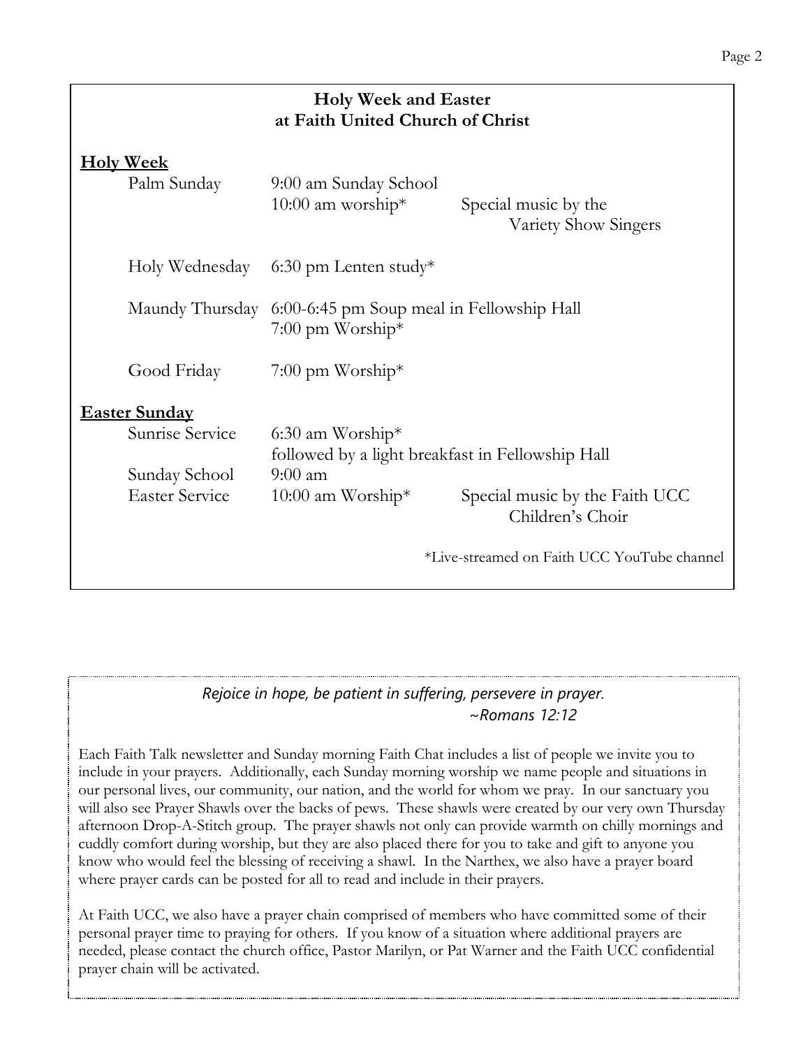## Holy Week and Easter at Faith United Church of Christ

**Holy Week**

| | | |
|---|---|---|
| Palm Sunday | 9:00 am Sunday School | |
| | 10:00 am worship* | Special music by the Variety Show Singers |
| Holy Wednesday | 6:30 pm Lenten study* | |
| Maundy Thursday | 6:00-6:45 pm Soup meal in Fellowship Hall | |
| | 7:00 pm Worship* | |
| Good Friday | 7:00 pm Worship* | |

**Easter Sunday**

| | | |
|---|---|---|
| Sunrise Service | 6:30 am Worship* followed by a light breakfast in Fellowship Hall | |
| Sunday School | 9:00 am | |
| Easter Service | 10:00 am Worship* | Special music by the Faith UCC Children's Choir |

*Live-streamed on Faith UCC YouTube channel

*Rejoice in hope, be patient in suffering, persevere in prayer.*
*~Romans 12:12*

Each Faith Talk newsletter and Sunday morning Faith Chat includes a list of people we invite you to include in your prayers. Additionally, each Sunday morning worship we name people and situations in our personal lives, our community, our nation, and the world for whom we pray. In our sanctuary you will also see Prayer Shawls over the backs of pews. These shawls were created by our very own Thursday afternoon Drop-A-Stitch group. The prayer shawls not only can provide warmth on chilly mornings and cuddly comfort during worship, but they are also placed there for you to take and gift to anyone you know who would feel the blessing of receiving a shawl. In the Narthex, we also have a prayer board where prayer cards can be posted for all to read and include in their prayers.

At Faith UCC, we also have a prayer chain comprised of members who have committed some of their personal prayer time to praying for others. If you know of a situation where additional prayers are needed, please contact the church office, Pastor Marilyn, or Pat Warner and the Faith UCC confidential prayer chain will be activated.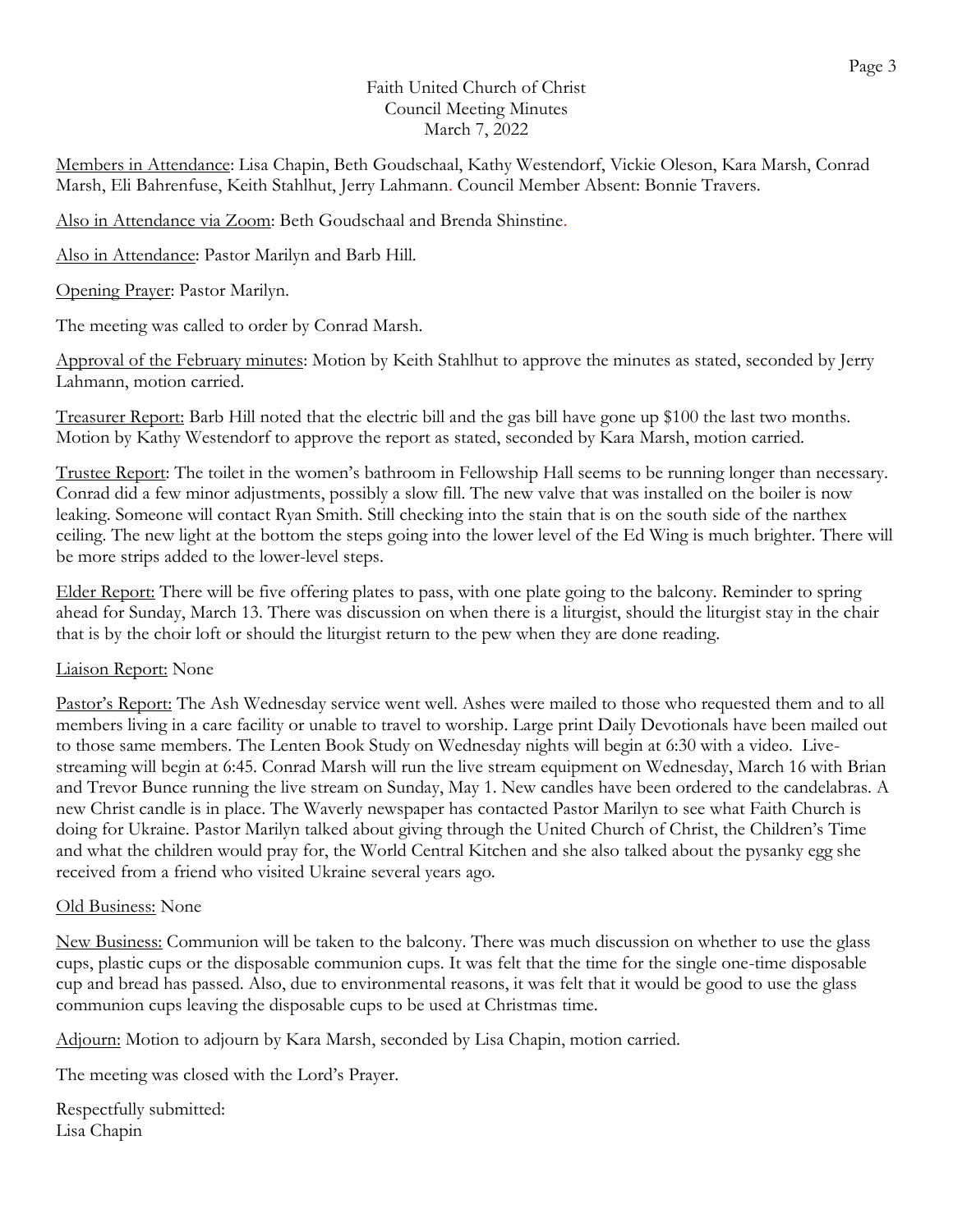# Faith United Church of Christ
## Council Meeting Minutes
### March 7, 2022

Members in Attendance: Lisa Chapin, Beth Goudschaal, Kathy Westendorf, Vickie Oleson, Kara Marsh, Conrad Marsh, Eli Bahrenfuse, Keith Stahlhut, Jerry Lahmann. Council Member Absent: Bonnie Travers.

Also in Attendance via Zoom: Beth Goudschaal and Brenda Shinstine.

Also in Attendance: Pastor Marilyn and Barb Hill.

Opening Prayer: Pastor Marilyn.

The meeting was called to order by Conrad Marsh.

Approval of the February minutes: Motion by Keith Stahlhut to approve the minutes as stated, seconded by Jerry Lahmann, motion carried.

Treasurer Report: Barb Hill noted that the electric bill and the gas bill have gone up $100 the last two months. Motion by Kathy Westendorf to approve the report as stated, seconded by Kara Marsh, motion carried.

Trustee Report: The toilet in the women's bathroom in Fellowship Hall seems to be running longer than necessary. Conrad did a few minor adjustments, possibly a slow fill. The new valve that was installed on the boiler is now leaking. Someone will contact Ryan Smith. Still checking into the stain that is on the south side of the narthex ceiling. The new light at the bottom the steps going into the lower level of the Ed Wing is much brighter. There will be more strips added to the lower-level steps.

Elder Report: There will be five offering plates to pass, with one plate going to the balcony. Reminder to spring ahead for Sunday, March 13. There was discussion on when there is a liturgist, should the liturgist stay in the chair that is by the choir loft or should the liturgist return to the pew when they are done reading.

Liaison Report: None

Pastor's Report: The Ash Wednesday service went well. Ashes were mailed to those who requested them and to all members living in a care facility or unable to travel to worship. Large print Daily Devotionals have been mailed out to those same members. The Lenten Book Study on Wednesday nights will begin at 6:30 with a video. Live-streaming will begin at 6:45. Conrad Marsh will run the live stream equipment on Wednesday, March 16 with Brian and Trevor Bunce running the live stream on Sunday, May 1. New candles have been ordered to the candelabras. A new Christ candle is in place. The Waverly newspaper has contacted Pastor Marilyn to see what Faith Church is doing for Ukraine. Pastor Marilyn talked about giving through the United Church of Christ, the Children's Time and what the children would pray for, the World Central Kitchen and she also talked about the pysanky egg she received from a friend who visited Ukraine several years ago.

Old Business: None

New Business: Communion will be taken to the balcony. There was much discussion on whether to use the glass cups, plastic cups or the disposable communion cups. It was felt that the time for the single one-time disposable cup and bread has passed. Also, due to environmental reasons, it was felt that it would be good to use the glass communion cups leaving the disposable cups to be used at Christmas time.

Adjourn: Motion to adjourn by Kara Marsh, seconded by Lisa Chapin, motion carried.

The meeting was closed with the Lord's Prayer.

Respectfully submitted:
Lisa Chapin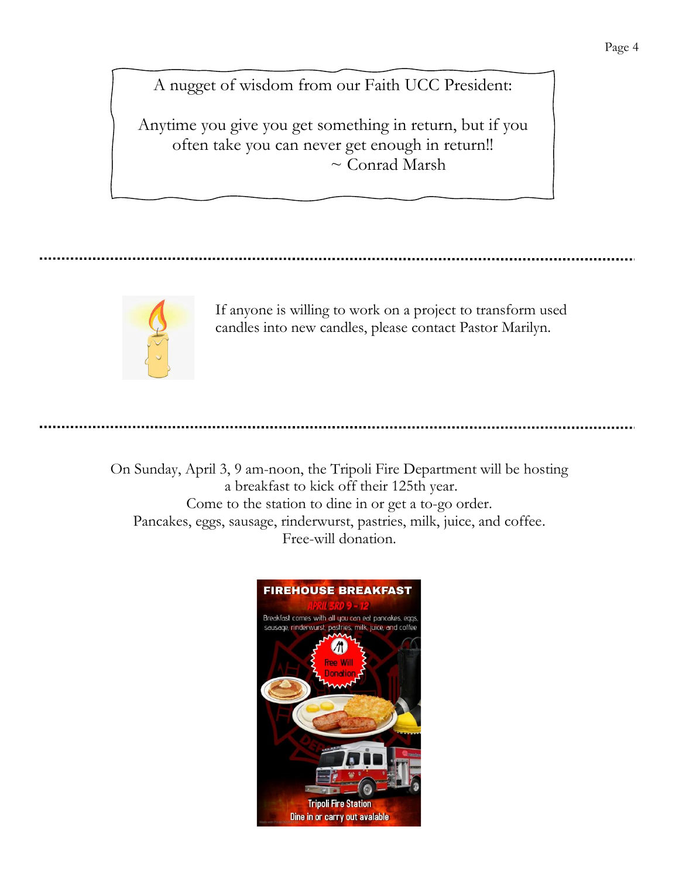A nugget of wisdom from our Faith UCC President:

Anytime you give you get something in return, but if you often take you can never get enough in return!!
~ Conrad Marsh

---

If anyone is willing to work on a project to transform used candles into new candles, please contact Pastor Marilyn.

---

On Sunday, April 3, 9 am-noon, the Tripoli Fire Department will be hosting a breakfast to kick off their 125th year.
Come to the station to dine in or get a to-go order.
Pancakes, eggs, sausage, rinderwurst, pastries, milk, juice, and coffee.
Free-will donation.

**FIREHOUSE BREAKFAST**

APRIL 3RD 9 - 12

Breakfast comes with all you can eat pancakes, eggs, sausage, rinderwurst, pastries, milk, juice, and coffee

Free Will Donation

Tripoli Fire Station

Dine in or carry out avalable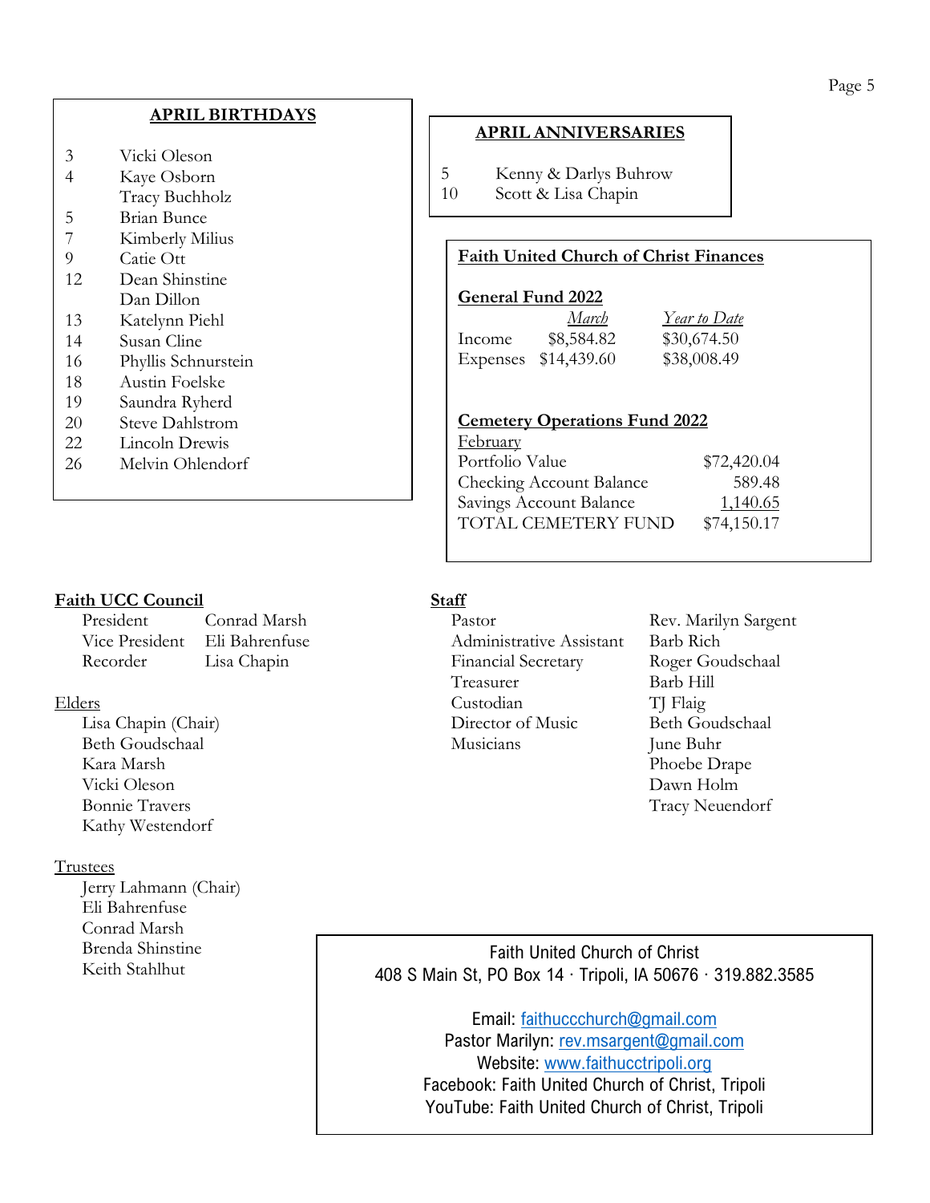## APRIL BIRTHDAYS

| | |
|---|---|
| 3 | Vicki Oleson |
| 4 | Kaye Osborn |
| | Tracy Buchholz |
| 5 | Brian Bunce |
| 7 | Kimberly Milius |
| 9 | Catie Ott |
| 12 | Dean Shinstine |
| | Dan Dillon |
| 13 | Katelynn Piehl |
| 14 | Susan Cline |
| 16 | Phyllis Schnurstein |
| 18 | Austin Foelske |
| 19 | Saundra Ryherd |
| 20 | Steve Dahlstrom |
| 22 | Lincoln Drewis |
| 26 | Melvin Ohlendorf |

## APRIL ANNIVERSARIES

| | |
|---|---|
| 5 | Kenny & Darlys Buhrow |
| 10 | Scott & Lisa Chapin |

## Faith United Church of Christ Finances

**General Fund 2022**

| | *March* | *Year to Date* |
|---|---|---|
| Income | $8,584.82 | $30,674.50 |
| Expenses | $14,439.60 | $38,008.49 |

**Cemetery Operations Fund 2022**

| February | |
|---|---|
| Portfolio Value | $72,420.04 |
| Checking Account Balance | 589.48 |
| Savings Account Balance | 1,140.65 |
| TOTAL CEMETERY FUND | $74,150.17 |

## Faith UCC Council

| | |
|---|---|
| President | Conrad Marsh |
| Vice President | Eli Bahrenfuse |
| Recorder | Lisa Chapin |

Elders

- Lisa Chapin (Chair)
- Beth Goudschaal
- Kara Marsh
- Vicki Oleson
- Bonnie Travers
- Kathy Westendorf

Trustees

- Jerry Lahmann (Chair)
- Eli Bahrenfuse
- Conrad Marsh
- Brenda Shinstine
- Keith Stahlhut

## Staff

| | |
|---|---|
| Pastor | Rev. Marilyn Sargent |
| Administrative Assistant | Barb Rich |
| Financial Secretary | Roger Goudschaal |
| Treasurer | Barb Hill |
| Custodian | TJ Flaig |
| Director of Music | Beth Goudschaal |
| Musicians | June Buhr |
| | Phoebe Drape |
| | Dawn Holm |
| | Tracy Neuendorf |

Faith United Church of Christ
408 S Main St, PO Box 14 · Tripoli, IA 50676 · 319.882.3585

Email: faithuccchurch@gmail.com
Pastor Marilyn: rev.msargent@gmail.com
Website: www.faithucctripoli.org
Facebook: Faith United Church of Christ, Tripoli
YouTube: Faith United Church of Christ, Tripoli